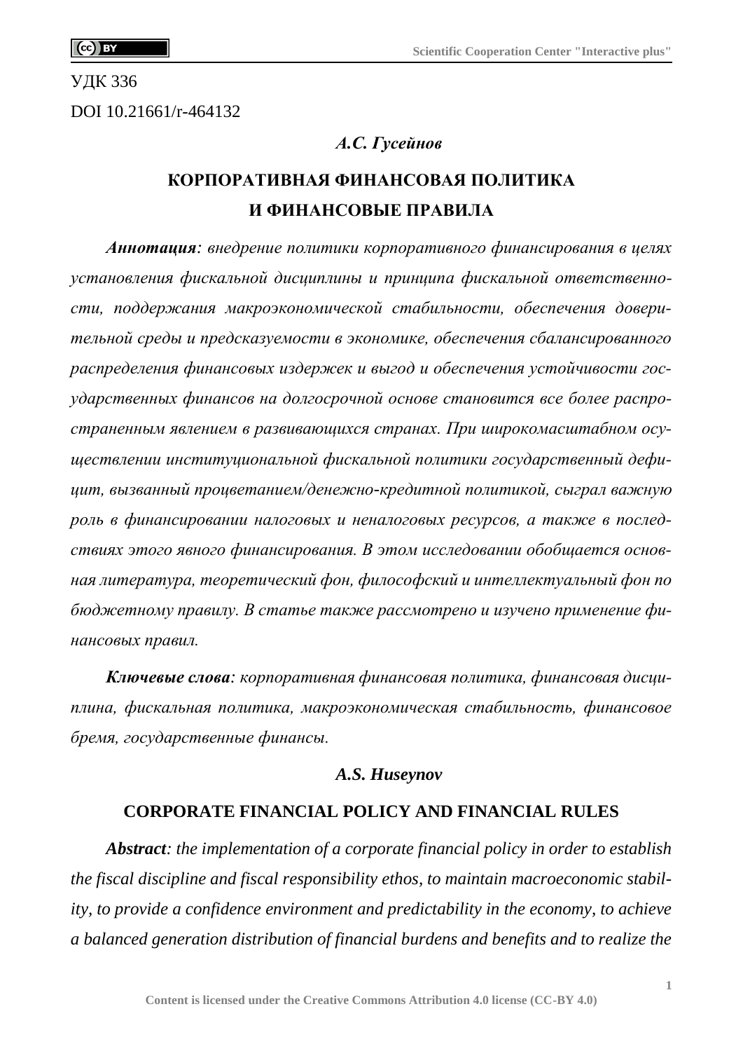УДК 336

DOI 10.21661/r-464132

***А.С. Гусейнов***

# КОРПОРАТИВНАЯ ФИНАНСОВАЯ ПОЛИТИКА И ФИНАНСОВЫЕ ПРАВИЛА

***Аннотация****: внедрение политики корпоративного финансирования в целях установления фискальной дисциплины и принципа фискальной ответственности, поддержания макроэкономической стабильности, обеспечения доверительной среды и предсказуемости в экономике, обеспечения сбалансированного распределения финансовых издержек и выгод и обеспечения устойчивости государственных финансов на долгосрочной основе становится все более распространенным явлением в развивающихся странах. При широкомасштабном осуществлении институциональной фискальной политики государственный дефицит, вызванный процветанием/денежно-кредитной политикой, сыграл важную роль в финансировании налоговых и неналоговых ресурсов, а также в последствиях этого явного финансирования. В этом исследовании обобщается основная литература, теоретический фон, философский и интеллектуальный фон по бюджетному правилу. В статье также рассмотрено и изучено применение финансовых правил.*

***Ключевые слова****: корпоративная финансовая политика, финансовая дисциплина, фискальная политика, макроэкономическая стабильность, финансовое бремя, государственные финансы.*

***A.S. Huseynov***

# CORPORATE FINANCIAL POLICY AND FINANCIAL RULES

***Abstract****: the implementation of a corporate financial policy in order to establish the fiscal discipline and fiscal responsibility ethos, to maintain macroeconomic stability, to provide a confidence environment and predictability in the economy, to achieve a balanced generation distribution of financial burdens and benefits and to realize the*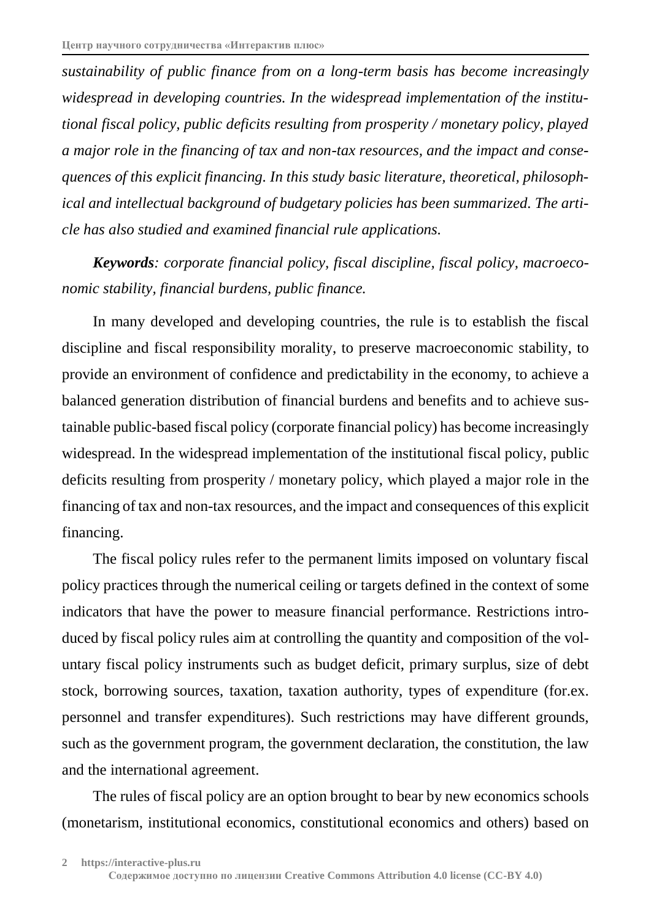*sustainability of public finance from on a long-term basis has become increasingly widespread in developing countries. In the widespread implementation of the institutional fiscal policy, public deficits resulting from prosperity / monetary policy, played a major role in the financing of tax and non-tax resources, and the impact and consequences of this explicit financing. In this study basic literature, theoretical, philosophical and intellectual background of budgetary policies has been summarized. The article has also studied and examined financial rule applications.*

***Keywords**: corporate financial policy, fiscal discipline, fiscal policy, macroeconomic stability, financial burdens, public finance.*

In many developed and developing countries, the rule is to establish the fiscal discipline and fiscal responsibility morality, to preserve macroeconomic stability, to provide an environment of confidence and predictability in the economy, to achieve a balanced generation distribution of financial burdens and benefits and to achieve sustainable public-based fiscal policy (corporate financial policy) has become increasingly widespread. In the widespread implementation of the institutional fiscal policy, public deficits resulting from prosperity / monetary policy, which played a major role in the financing of tax and non-tax resources, and the impact and consequences of this explicit financing.

The fiscal policy rules refer to the permanent limits imposed on voluntary fiscal policy practices through the numerical ceiling or targets defined in the context of some indicators that have the power to measure financial performance. Restrictions introduced by fiscal policy rules aim at controlling the quantity and composition of the voluntary fiscal policy instruments such as budget deficit, primary surplus, size of debt stock, borrowing sources, taxation, taxation authority, types of expenditure (for.ex. personnel and transfer expenditures). Such restrictions may have different grounds, such as the government program, the government declaration, the constitution, the law and the international agreement.

The rules of fiscal policy are an option brought to bear by new economics schools (monetarism, institutional economics, constitutional economics and others) based on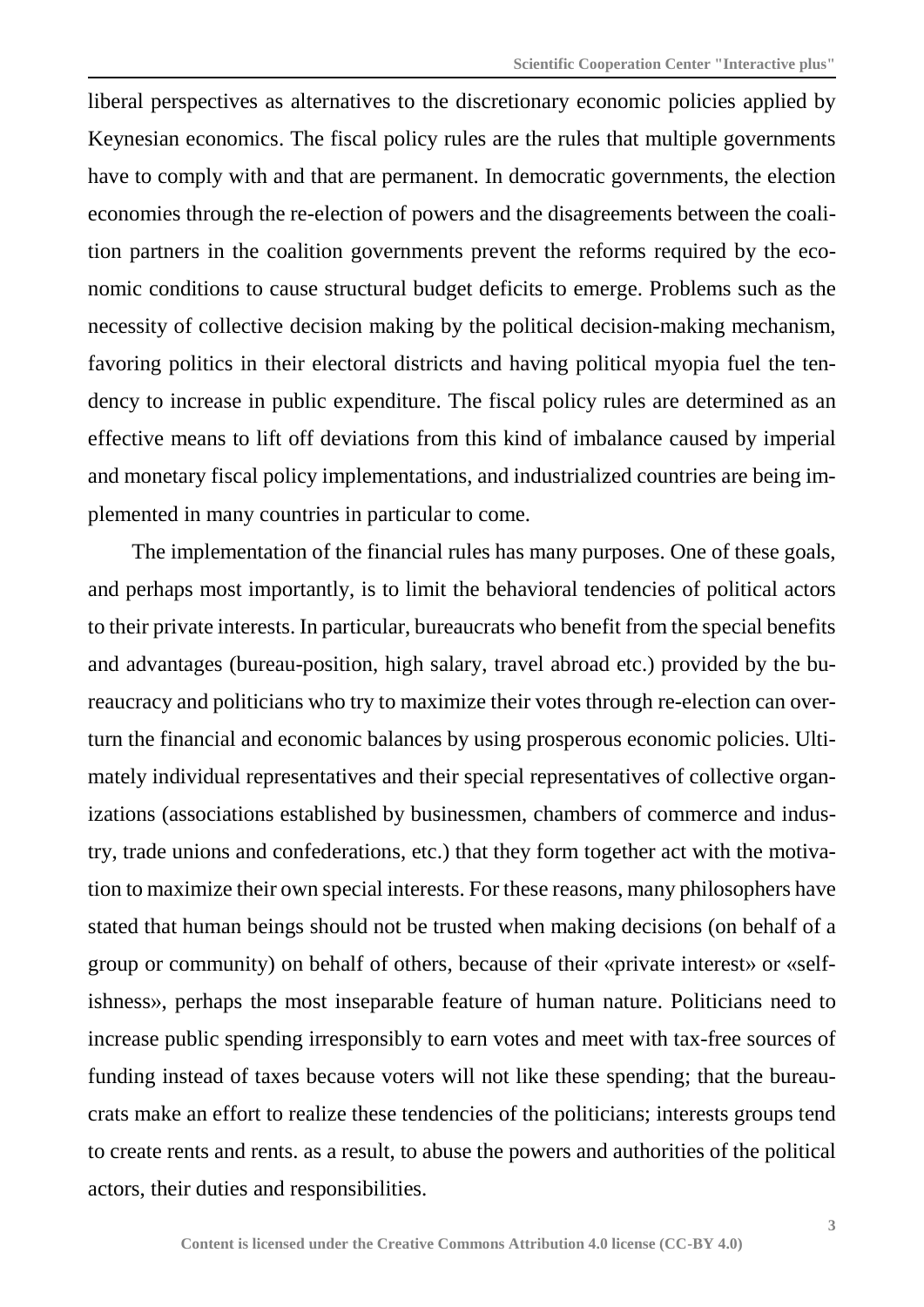liberal perspectives as alternatives to the discretionary economic policies applied by Keynesian economics. The fiscal policy rules are the rules that multiple governments have to comply with and that are permanent. In democratic governments, the election economies through the re-election of powers and the disagreements between the coalition partners in the coalition governments prevent the reforms required by the economic conditions to cause structural budget deficits to emerge. Problems such as the necessity of collective decision making by the political decision-making mechanism, favoring politics in their electoral districts and having political myopia fuel the tendency to increase in public expenditure. The fiscal policy rules are determined as an effective means to lift off deviations from this kind of imbalance caused by imperial and monetary fiscal policy implementations, and industrialized countries are being implemented in many countries in particular to come.

The implementation of the financial rules has many purposes. One of these goals, and perhaps most importantly, is to limit the behavioral tendencies of political actors to their private interests. In particular, bureaucrats who benefit from the special benefits and advantages (bureau-position, high salary, travel abroad etc.) provided by the bureaucracy and politicians who try to maximize their votes through re-election can overturn the financial and economic balances by using prosperous economic policies. Ultimately individual representatives and their special representatives of collective organizations (associations established by businessmen, chambers of commerce and industry, trade unions and confederations, etc.) that they form together act with the motivation to maximize their own special interests. For these reasons, many philosophers have stated that human beings should not be trusted when making decisions (on behalf of a group or community) on behalf of others, because of their «private interest» or «selfishness», perhaps the most inseparable feature of human nature. Politicians need to increase public spending irresponsibly to earn votes and meet with tax-free sources of funding instead of taxes because voters will not like these spending; that the bureaucrats make an effort to realize these tendencies of the politicians; interests groups tend to create rents and rents. as a result, to abuse the powers and authorities of the political actors, their duties and responsibilities.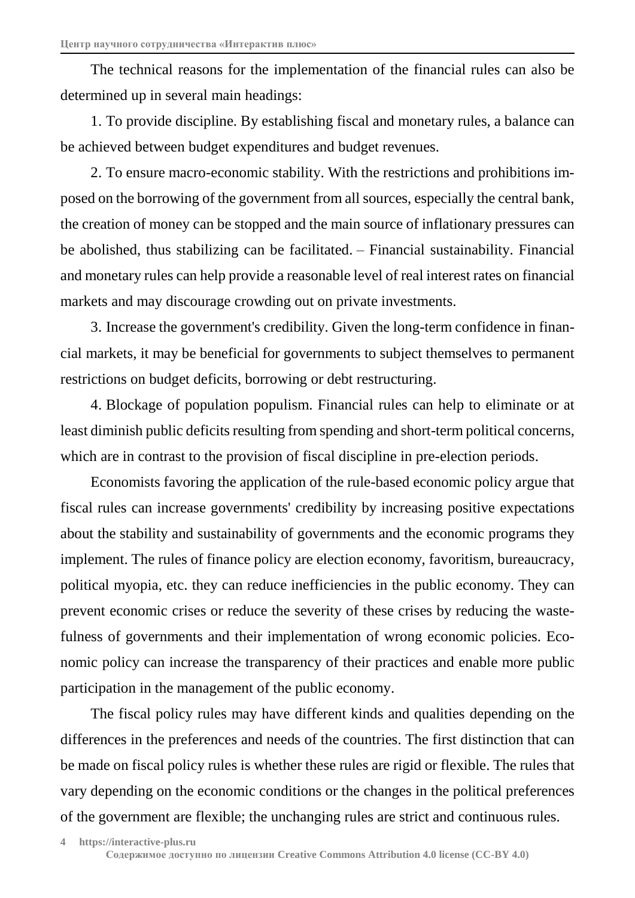The technical reasons for the implementation of the financial rules can also be determined up in several main headings:

1. To provide discipline. By establishing fiscal and monetary rules, a balance can be achieved between budget expenditures and budget revenues.

2. To ensure macro-economic stability. With the restrictions and prohibitions imposed on the borrowing of the government from all sources, especially the central bank, the creation of money can be stopped and the main source of inflationary pressures can be abolished, thus stabilizing can be facilitated. – Financial sustainability. Financial and monetary rules can help provide a reasonable level of real interest rates on financial markets and may discourage crowding out on private investments.

3. Increase the government's credibility. Given the long-term confidence in financial markets, it may be beneficial for governments to subject themselves to permanent restrictions on budget deficits, borrowing or debt restructuring.

4. Blockage of population populism. Financial rules can help to eliminate or at least diminish public deficits resulting from spending and short-term political concerns, which are in contrast to the provision of fiscal discipline in pre-election periods.

Economists favoring the application of the rule-based economic policy argue that fiscal rules can increase governments' credibility by increasing positive expectations about the stability and sustainability of governments and the economic programs they implement. The rules of finance policy are election economy, favoritism, bureaucracy, political myopia, etc. they can reduce inefficiencies in the public economy. They can prevent economic crises or reduce the severity of these crises by reducing the wastefulness of governments and their implementation of wrong economic policies. Economic policy can increase the transparency of their practices and enable more public participation in the management of the public economy.

The fiscal policy rules may have different kinds and qualities depending on the differences in the preferences and needs of the countries. The first distinction that can be made on fiscal policy rules is whether these rules are rigid or flexible. The rules that vary depending on the economic conditions or the changes in the political preferences of the government are flexible; the unchanging rules are strict and continuous rules.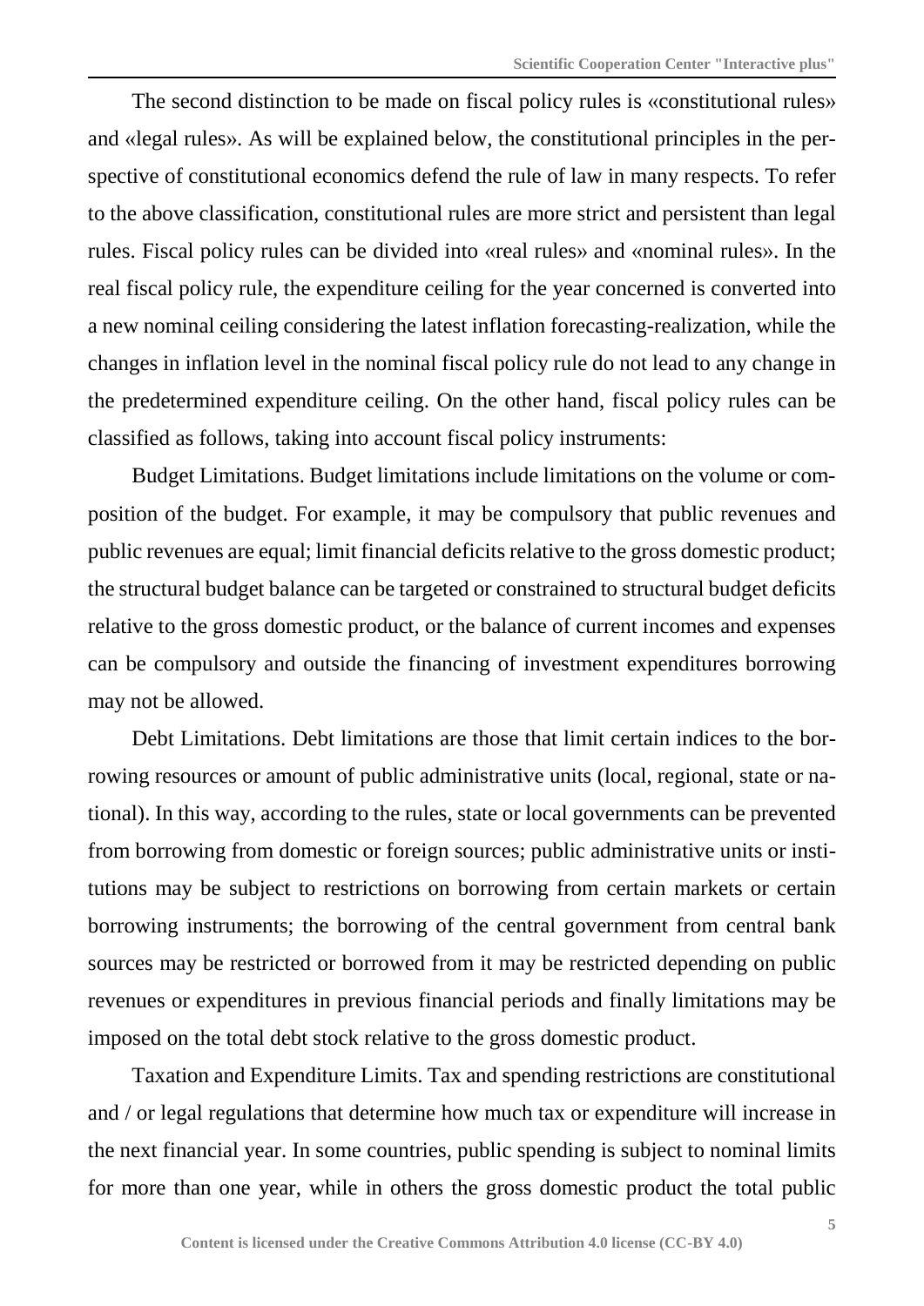The second distinction to be made on fiscal policy rules is «constitutional rules» and «legal rules». As will be explained below, the constitutional principles in the perspective of constitutional economics defend the rule of law in many respects. To refer to the above classification, constitutional rules are more strict and persistent than legal rules. Fiscal policy rules can be divided into «real rules» and «nominal rules». In the real fiscal policy rule, the expenditure ceiling for the year concerned is converted into a new nominal ceiling considering the latest inflation forecasting-realization, while the changes in inflation level in the nominal fiscal policy rule do not lead to any change in the predetermined expenditure ceiling. On the other hand, fiscal policy rules can be classified as follows, taking into account fiscal policy instruments:

Budget Limitations. Budget limitations include limitations on the volume or composition of the budget. For example, it may be compulsory that public revenues and public revenues are equal; limit financial deficits relative to the gross domestic product; the structural budget balance can be targeted or constrained to structural budget deficits relative to the gross domestic product, or the balance of current incomes and expenses can be compulsory and outside the financing of investment expenditures borrowing may not be allowed.

Debt Limitations. Debt limitations are those that limit certain indices to the borrowing resources or amount of public administrative units (local, regional, state or national). In this way, according to the rules, state or local governments can be prevented from borrowing from domestic or foreign sources; public administrative units or institutions may be subject to restrictions on borrowing from certain markets or certain borrowing instruments; the borrowing of the central government from central bank sources may be restricted or borrowed from it may be restricted depending on public revenues or expenditures in previous financial periods and finally limitations may be imposed on the total debt stock relative to the gross domestic product.

Taxation and Expenditure Limits. Tax and spending restrictions are constitutional and / or legal regulations that determine how much tax or expenditure will increase in the next financial year. In some countries, public spending is subject to nominal limits for more than one year, while in others the gross domestic product the total public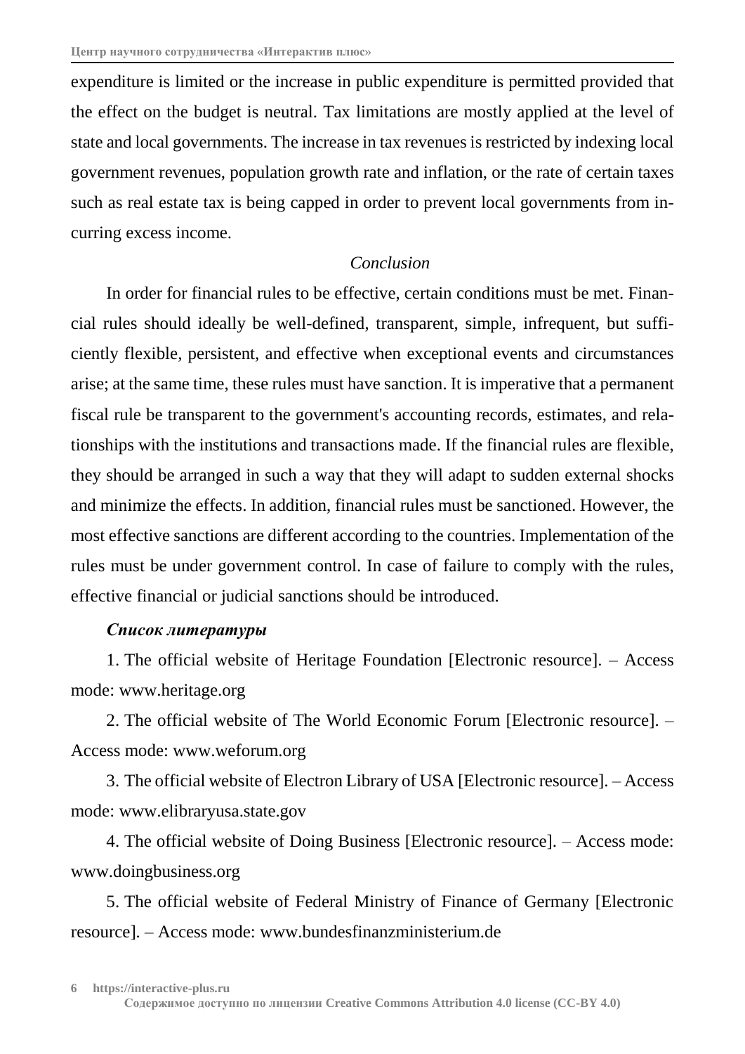expenditure is limited or the increase in public expenditure is permitted provided that the effect on the budget is neutral. Tax limitations are mostly applied at the level of state and local governments. The increase in tax revenues is restricted by indexing local government revenues, population growth rate and inflation, or the rate of certain taxes such as real estate tax is being capped in order to prevent local governments from incurring excess income.

*Conclusion*

In order for financial rules to be effective, certain conditions must be met. Financial rules should ideally be well-defined, transparent, simple, infrequent, but sufficiently flexible, persistent, and effective when exceptional events and circumstances arise; at the same time, these rules must have sanction. It is imperative that a permanent fiscal rule be transparent to the government's accounting records, estimates, and relationships with the institutions and transactions made. If the financial rules are flexible, they should be arranged in such a way that they will adapt to sudden external shocks and minimize the effects. In addition, financial rules must be sanctioned. However, the most effective sanctions are different according to the countries. Implementation of the rules must be under government control. In case of failure to comply with the rules, effective financial or judicial sanctions should be introduced.

***Список литературы***

1. The official website of Heritage Foundation [Electronic resource]. – Access mode: www.heritage.org
2. The official website of The World Economic Forum [Electronic resource]. – Access mode: www.weforum.org
3. The official website of Electron Library of USA [Electronic resource]. – Access mode: www.elibraryusa.state.gov
4. The official website of Doing Business [Electronic resource]. – Access mode: www.doingbusiness.org
5. The official website of Federal Ministry of Finance of Germany [Electronic resource]. – Access mode: www.bundesfinanzministerium.de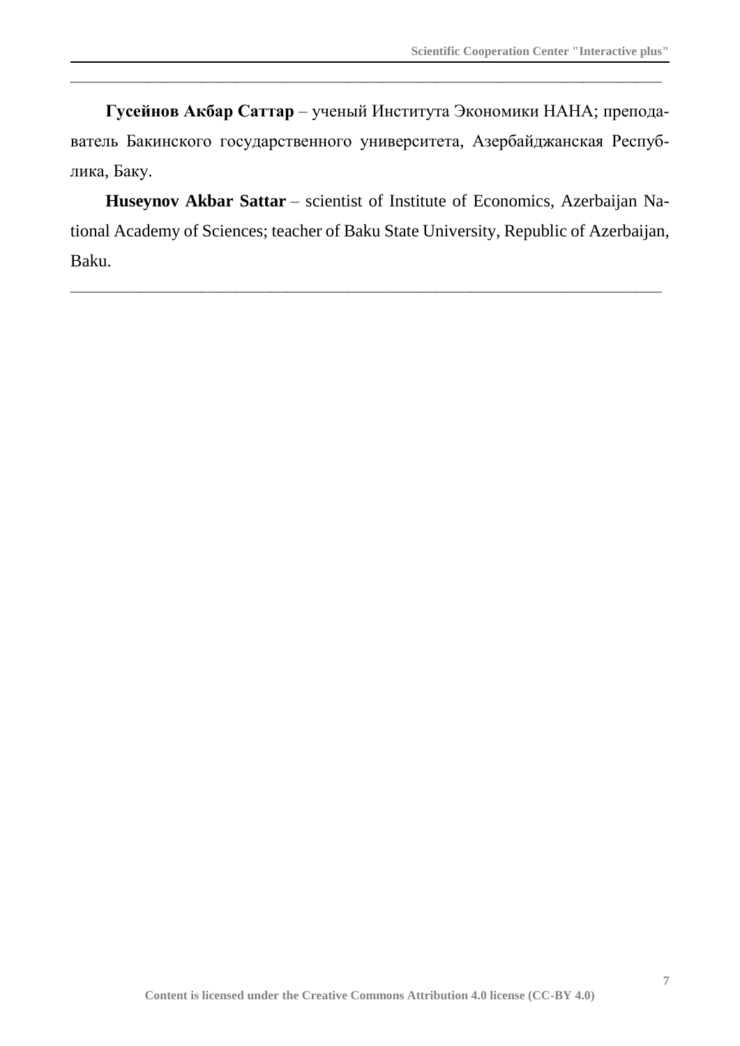---

**Гусейнов Акбар Саттар** – ученый Института Экономики НАНА; преподаватель Бакинского государственного университета, Азербайджанская Республика, Баку.

**Huseynov Akbar Sattar** – scientist of Institute of Economics, Azerbaijan National Academy of Sciences; teacher of Baku State University, Republic of Azerbaijan, Baku.

---